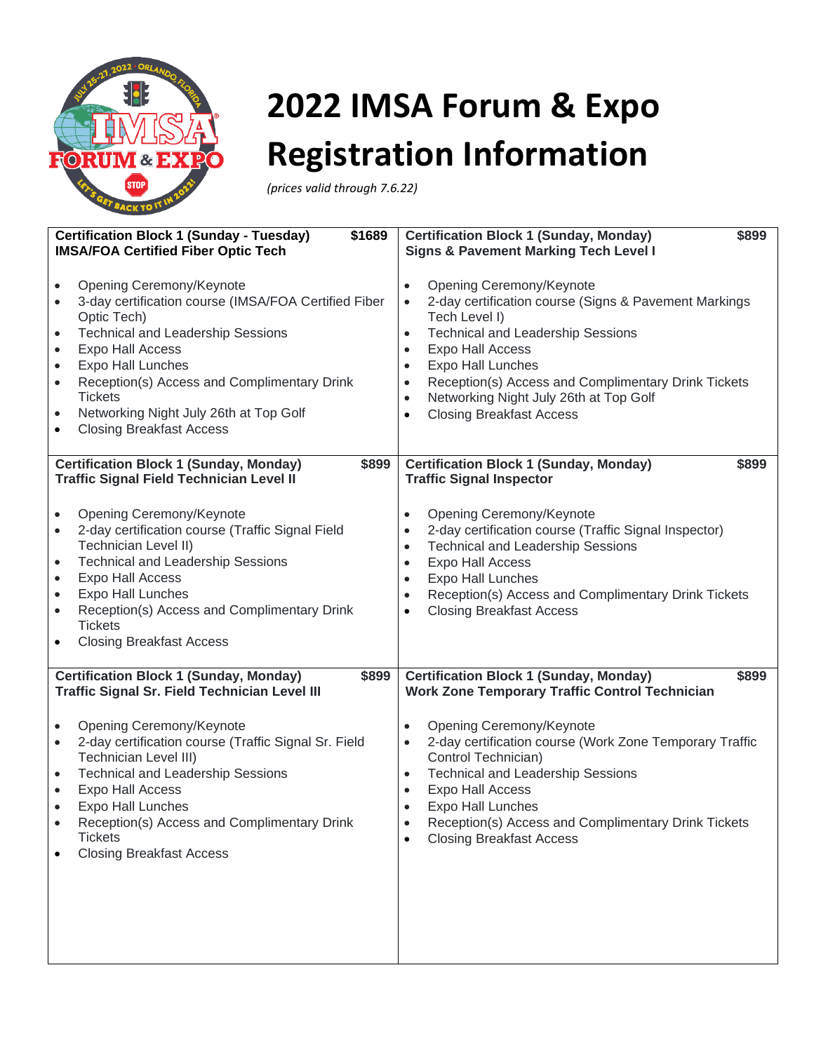# 2022 IMSA Forum & Expo Registration Information

*(prices valid through 7.6.22)*

**Certification Block 1 (Sunday - Tuesday) $1689**
**IMSA/FOA Certified Fiber Optic Tech**

- Opening Ceremony/Keynote
- 3-day certification course (IMSA/FOA Certified Fiber Optic Tech)
- Technical and Leadership Sessions
- Expo Hall Access
- Expo Hall Lunches
- Reception(s) Access and Complimentary Drink Tickets
- Networking Night July 26th at Top Golf
- Closing Breakfast Access

**Certification Block 1 (Sunday, Monday) $899**
**Signs & Pavement Marking Tech Level I**

- Opening Ceremony/Keynote
- 2-day certification course (Signs & Pavement Markings Tech Level I)
- Technical and Leadership Sessions
- Expo Hall Access
- Expo Hall Lunches
- Reception(s) Access and Complimentary Drink Tickets
- Networking Night July 26th at Top Golf
- Closing Breakfast Access

**Certification Block 1 (Sunday, Monday) $899**
**Traffic Signal Field Technician Level II**

- Opening Ceremony/Keynote
- 2-day certification course (Traffic Signal Field Technician Level II)
- Technical and Leadership Sessions
- Expo Hall Access
- Expo Hall Lunches
- Reception(s) Access and Complimentary Drink Tickets
- Closing Breakfast Access

**Certification Block 1 (Sunday, Monday) $899**
**Traffic Signal Inspector**

- Opening Ceremony/Keynote
- 2-day certification course (Traffic Signal Inspector)
- Technical and Leadership Sessions
- Expo Hall Access
- Expo Hall Lunches
- Reception(s) Access and Complimentary Drink Tickets
- Closing Breakfast Access

**Certification Block 1 (Sunday, Monday) $899**
**Traffic Signal Sr. Field Technician Level III**

- Opening Ceremony/Keynote
- 2-day certification course (Traffic Signal Sr. Field Technician Level III)
- Technical and Leadership Sessions
- Expo Hall Access
- Expo Hall Lunches
- Reception(s) Access and Complimentary Drink Tickets
- Closing Breakfast Access

**Certification Block 1 (Sunday, Monday) $899**
**Work Zone Temporary Traffic Control Technician**

- Opening Ceremony/Keynote
- 2-day certification course (Work Zone Temporary Traffic Control Technician)
- Technical and Leadership Sessions
- Expo Hall Access
- Expo Hall Lunches
- Reception(s) Access and Complimentary Drink Tickets
- Closing Breakfast Access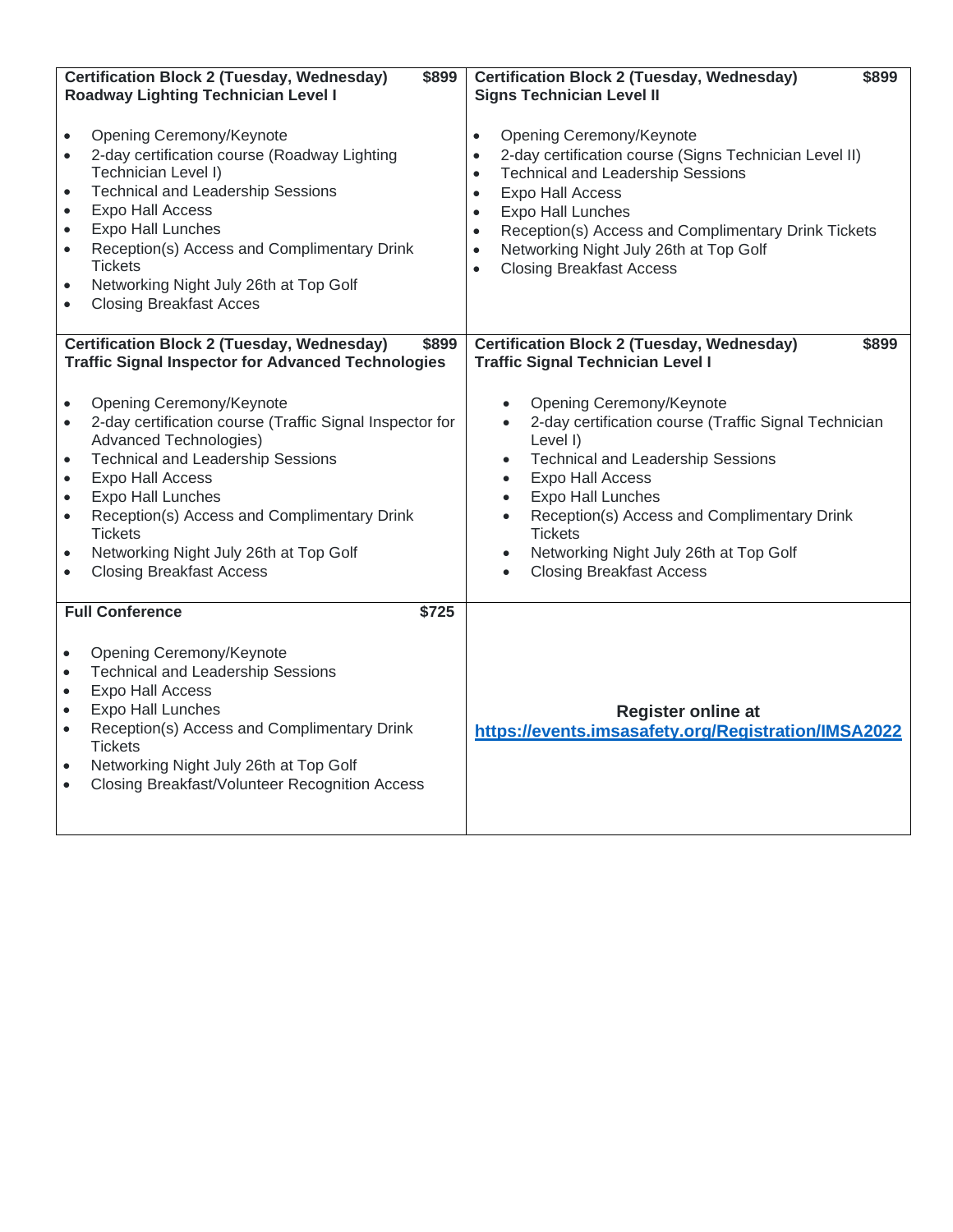**Certification Block 2 (Tuesday, Wednesday)** **$899**
**Roadway Lighting Technician Level I**

- Opening Ceremony/Keynote
- 2-day certification course (Roadway Lighting Technician Level I)
- Technical and Leadership Sessions
- Expo Hall Access
- Expo Hall Lunches
- Reception(s) Access and Complimentary Drink Tickets
- Networking Night July 26th at Top Golf
- Closing Breakfast Acces

**Certification Block 2 (Tuesday, Wednesday)** **$899**
**Signs Technician Level II**

- Opening Ceremony/Keynote
- 2-day certification course (Signs Technician Level II)
- Technical and Leadership Sessions
- Expo Hall Access
- Expo Hall Lunches
- Reception(s) Access and Complimentary Drink Tickets
- Networking Night July 26th at Top Golf
- Closing Breakfast Access

**Certification Block 2 (Tuesday, Wednesday)** **$899**
**Traffic Signal Inspector for Advanced Technologies**

- Opening Ceremony/Keynote
- 2-day certification course (Traffic Signal Inspector for Advanced Technologies)
- Technical and Leadership Sessions
- Expo Hall Access
- Expo Hall Lunches
- Reception(s) Access and Complimentary Drink Tickets
- Networking Night July 26th at Top Golf
- Closing Breakfast Access

**Certification Block 2 (Tuesday, Wednesday)** **$899**
**Traffic Signal Technician Level I**

- Opening Ceremony/Keynote
- 2-day certification course (Traffic Signal Technician Level I)
- Technical and Leadership Sessions
- Expo Hall Access
- Expo Hall Lunches
- Reception(s) Access and Complimentary Drink Tickets
- Networking Night July 26th at Top Golf
- Closing Breakfast Access

**Full Conference** **$725**

- Opening Ceremony/Keynote
- Technical and Leadership Sessions
- Expo Hall Access
- Expo Hall Lunches
- Reception(s) Access and Complimentary Drink Tickets
- Networking Night July 26th at Top Golf
- Closing Breakfast/Volunteer Recognition Access

**Register online at**
**https://events.imsasafety.org/Registration/IMSA2022**